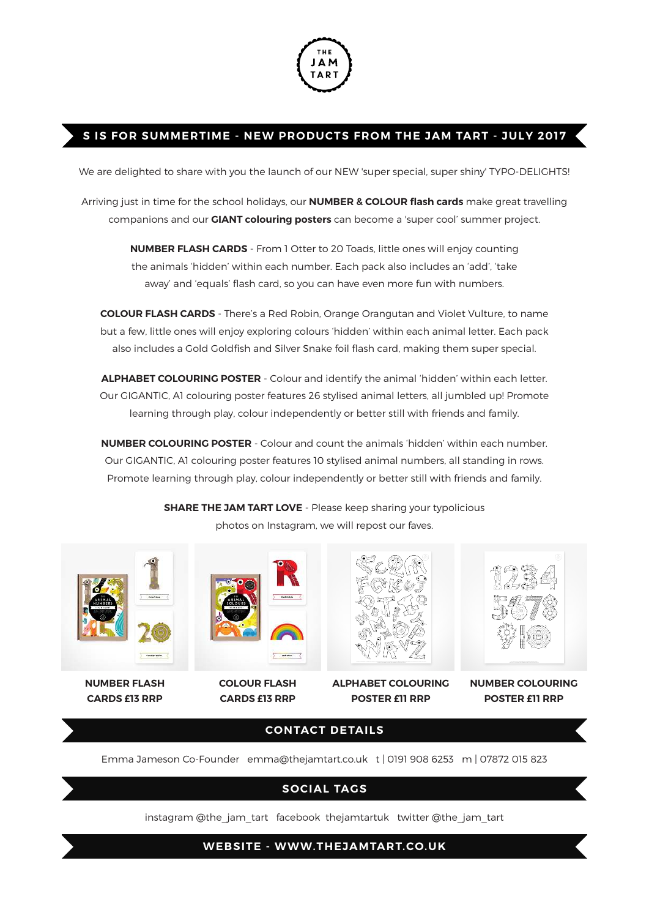THE JAM TART

## S IS FOR SUMMERTIME - NEW PRODUCTS FROM THE JAM TART - JULY 2017

We are delighted to share with you the launch of our NEW 'super special, super shiny' TYPO-DELIGHTS!

Arriving just in time for the school holidays, our **NUMBER & COLOUR flash cards** make great travelling companions and our **GIANT colouring posters** can become a 'super cool' summer project.

**NUMBER FLASH CARDS** - From 1 Otter to 20 Toads, little ones will enjoy counting the animals 'hidden' within each number. Each pack also includes an 'add', 'take away' and 'equals' flash card, so you can have even more fun with numbers.

**COLOUR FLASH CARDS** - There's a Red Robin, Orange Orangutan and Violet Vulture, to name but a few, little ones will enjoy exploring colours 'hidden' within each animal letter. Each pack also includes a Gold Goldfish and Silver Snake foil flash card, making them super special.

**ALPHABET COLOURING POSTER** - Colour and identify the animal 'hidden' within each letter. Our GIGANTIC, A1 colouring poster features 26 stylised animal letters, all jumbled up! Promote learning through play, colour independently or better still with friends and family.

**NUMBER COLOURING POSTER** - Colour and count the animals 'hidden' within each number. Our GIGANTIC, A1 colouring poster features 10 stylised animal numbers, all standing in rows. Promote learning through play, colour independently or better still with friends and family.

**SHARE THE JAM TART LOVE** - Please keep sharing your typolicious photos on Instagram, we will repost our faves.

**NUMBER FLASH CARDS £13 RRP**

**COLOUR FLASH CARDS £13 RRP**

**ALPHABET COLOURING POSTER £11 RRP**

**NUMBER COLOURING POSTER £11 RRP**

## CONTACT DETAILS

Emma Jameson Co-Founder emma@thejamtart.co.uk t | 0191 908 6253 m | 07872 015 823

## SOCIAL TAGS

instagram @the_jam_tart facebook thejamtartuk twitter @the_jam_tart

## WEBSITE - WWW.THEJAMTART.CO.UK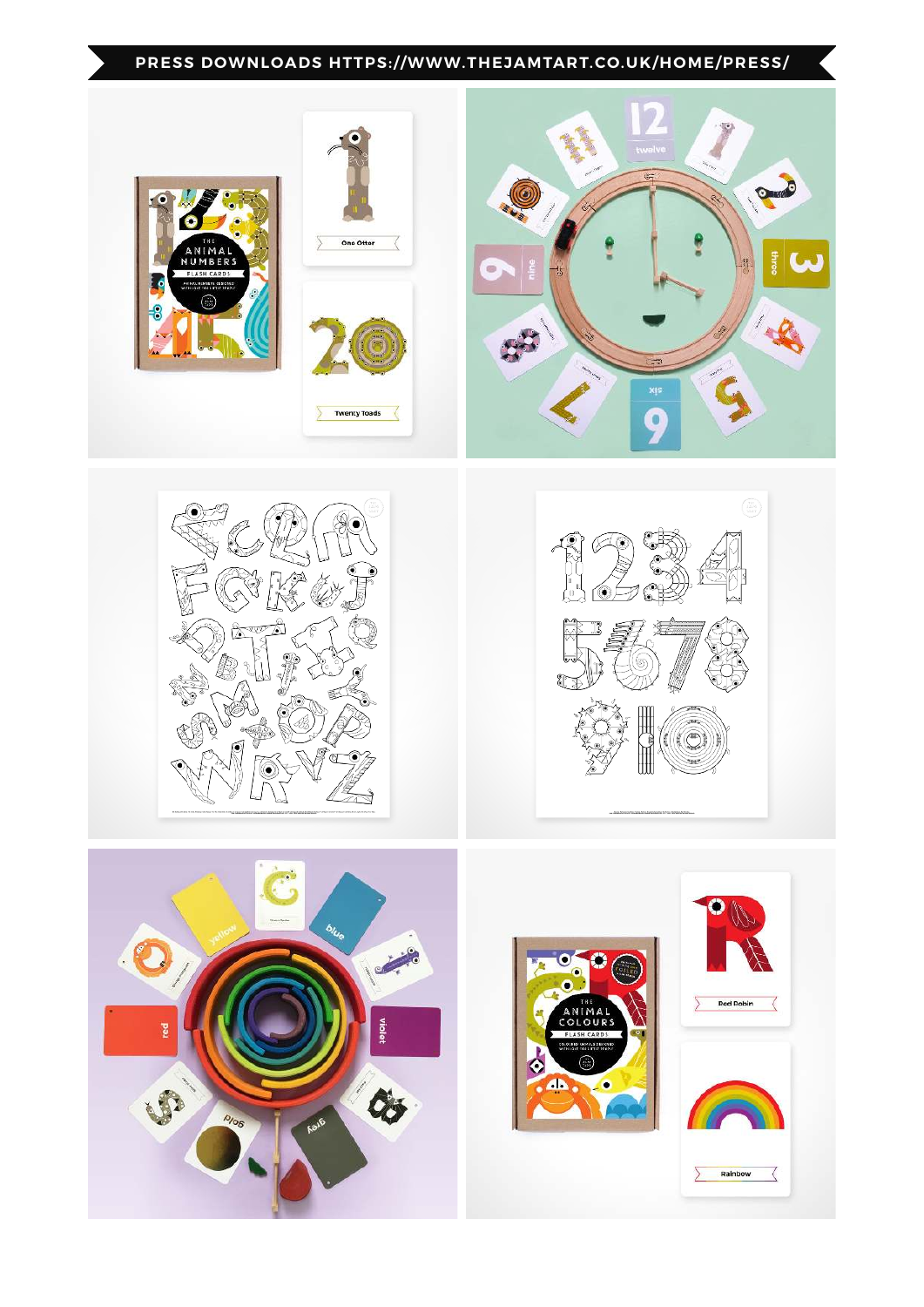PRESS DOWNLOADS HTTPS://WWW.THEJAMTART.CO.UK/HOME/PRESS/